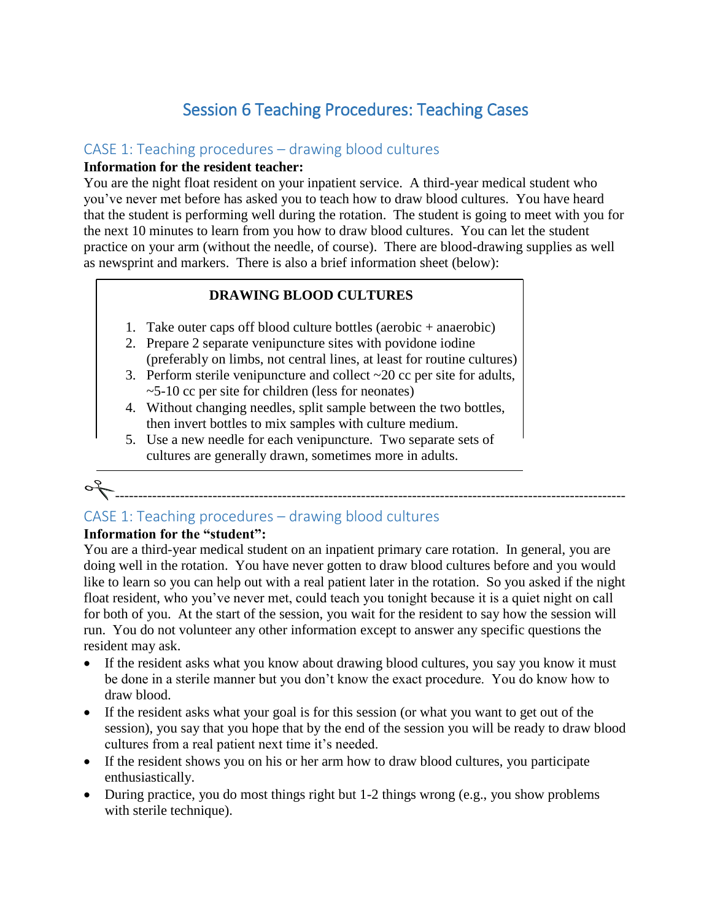# Session 6 Teaching Procedures: Teaching Cases

## CASE 1: Teaching procedures – drawing blood cultures

**Information for the resident teacher:**

You are the night float resident on your inpatient service. A third-year medical student who you've never met before has asked you to teach how to draw blood cultures. You have heard that the student is performing well during the rotation. The student is going to meet with you for the next 10 minutes to learn from you how to draw blood cultures. You can let the student practice on your arm (without the needle, of course). There are blood-drawing supplies as well as newsprint and markers. There is also a brief information sheet (below):

> **DRAWING BLOOD CULTURES**
>
> 1. Take outer caps off blood culture bottles (aerobic + anaerobic)
> 2. Prepare 2 separate venipuncture sites with povidone iodine (preferably on limbs, not central lines, at least for routine cultures)
> 3. Perform sterile venipuncture and collect ~20 cc per site for adults, ~5-10 cc per site for children (less for neonates)
> 4. Without changing needles, split sample between the two bottles, then invert bottles to mix samples with culture medium.
> 5. Use a new needle for each venipuncture. Two separate sets of cultures are generally drawn, sometimes more in adults.

✂-------------------------------------------------------------------------------------------------------

## CASE 1: Teaching procedures – drawing blood cultures

**Information for the "student":**

You are a third-year medical student on an inpatient primary care rotation. In general, you are doing well in the rotation. You have never gotten to draw blood cultures before and you would like to learn so you can help out with a real patient later in the rotation. So you asked if the night float resident, who you've never met, could teach you tonight because it is a quiet night on call for both of you. At the start of the session, you wait for the resident to say how the session will run. You do not volunteer any other information except to answer any specific questions the resident may ask.

- If the resident asks what you know about drawing blood cultures, you say you know it must be done in a sterile manner but you don't know the exact procedure. You do know how to draw blood.
- If the resident asks what your goal is for this session (or what you want to get out of the session), you say that you hope that by the end of the session you will be ready to draw blood cultures from a real patient next time it's needed.
- If the resident shows you on his or her arm how to draw blood cultures, you participate enthusiastically.
- During practice, you do most things right but 1-2 things wrong (e.g., you show problems with sterile technique).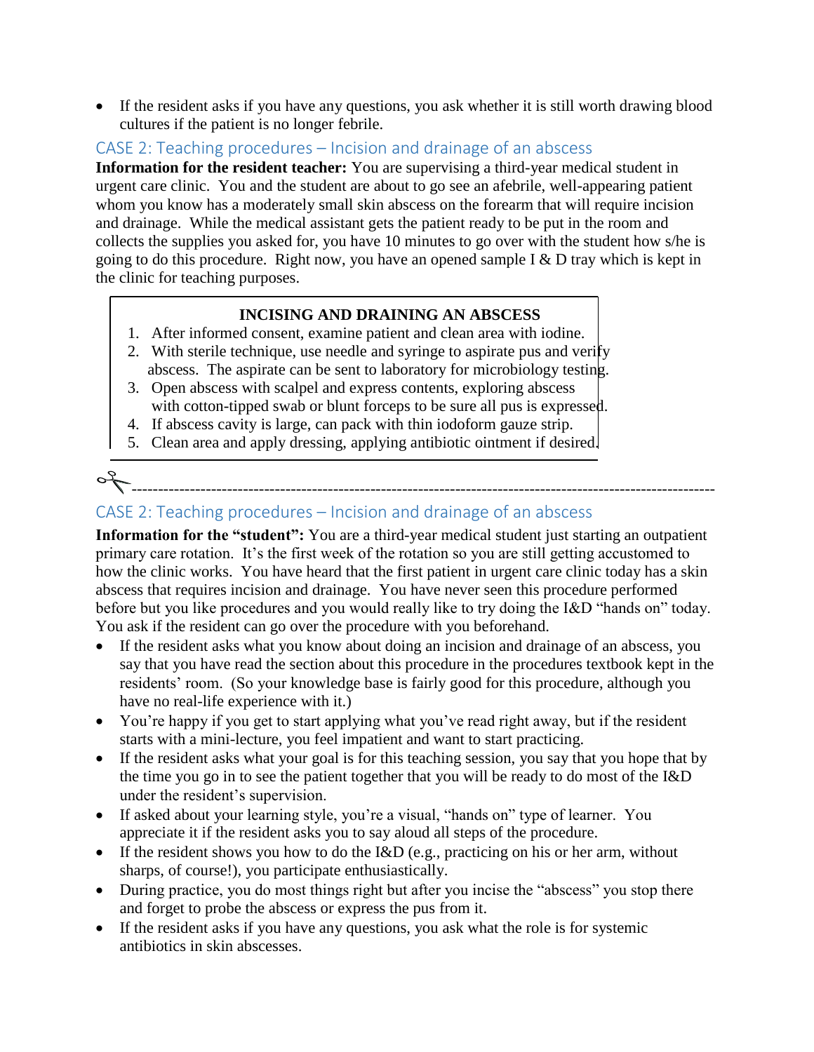- If the resident asks if you have any questions, you ask whether it is still worth drawing blood cultures if the patient is no longer febrile.

## CASE 2: Teaching procedures – Incision and drainage of an abscess

**Information for the resident teacher:** You are supervising a third-year medical student in urgent care clinic. You and the student are about to go see an afebrile, well-appearing patient whom you know has a moderately small skin abscess on the forearm that will require incision and drainage. While the medical assistant gets the patient ready to be put in the room and collects the supplies you asked for, you have 10 minutes to go over with the student how s/he is going to do this procedure. Right now, you have an opened sample I & D tray which is kept in the clinic for teaching purposes.

**INCISING AND DRAINING AN ABSCESS**

1. After informed consent, examine patient and clean area with iodine.
2. With sterile technique, use needle and syringe to aspirate pus and verify abscess. The aspirate can be sent to laboratory for microbiology testing.
3. Open abscess with scalpel and express contents, exploring abscess with cotton-tipped swab or blunt forceps to be sure all pus is expressed.
4. If abscess cavity is large, can pack with thin iodoform gauze strip.
5. Clean area and apply dressing, applying antibiotic ointment if desired.

✂-----------------------------------------------------------------------------------------------------------

## CASE 2: Teaching procedures – Incision and drainage of an abscess

**Information for the "student":** You are a third-year medical student just starting an outpatient primary care rotation. It's the first week of the rotation so you are still getting accustomed to how the clinic works. You have heard that the first patient in urgent care clinic today has a skin abscess that requires incision and drainage. You have never seen this procedure performed before but you like procedures and you would really like to try doing the I&D "hands on" today. You ask if the resident can go over the procedure with you beforehand.

- If the resident asks what you know about doing an incision and drainage of an abscess, you say that you have read the section about this procedure in the procedures textbook kept in the residents' room. (So your knowledge base is fairly good for this procedure, although you have no real-life experience with it.)
- You're happy if you get to start applying what you've read right away, but if the resident starts with a mini-lecture, you feel impatient and want to start practicing.
- If the resident asks what your goal is for this teaching session, you say that you hope that by the time you go in to see the patient together that you will be ready to do most of the I&D under the resident's supervision.
- If asked about your learning style, you're a visual, "hands on" type of learner. You appreciate it if the resident asks you to say aloud all steps of the procedure.
- If the resident shows you how to do the I&D (e.g., practicing on his or her arm, without sharps, of course!), you participate enthusiastically.
- During practice, you do most things right but after you incise the "abscess" you stop there and forget to probe the abscess or express the pus from it.
- If the resident asks if you have any questions, you ask what the role is for systemic antibiotics in skin abscesses.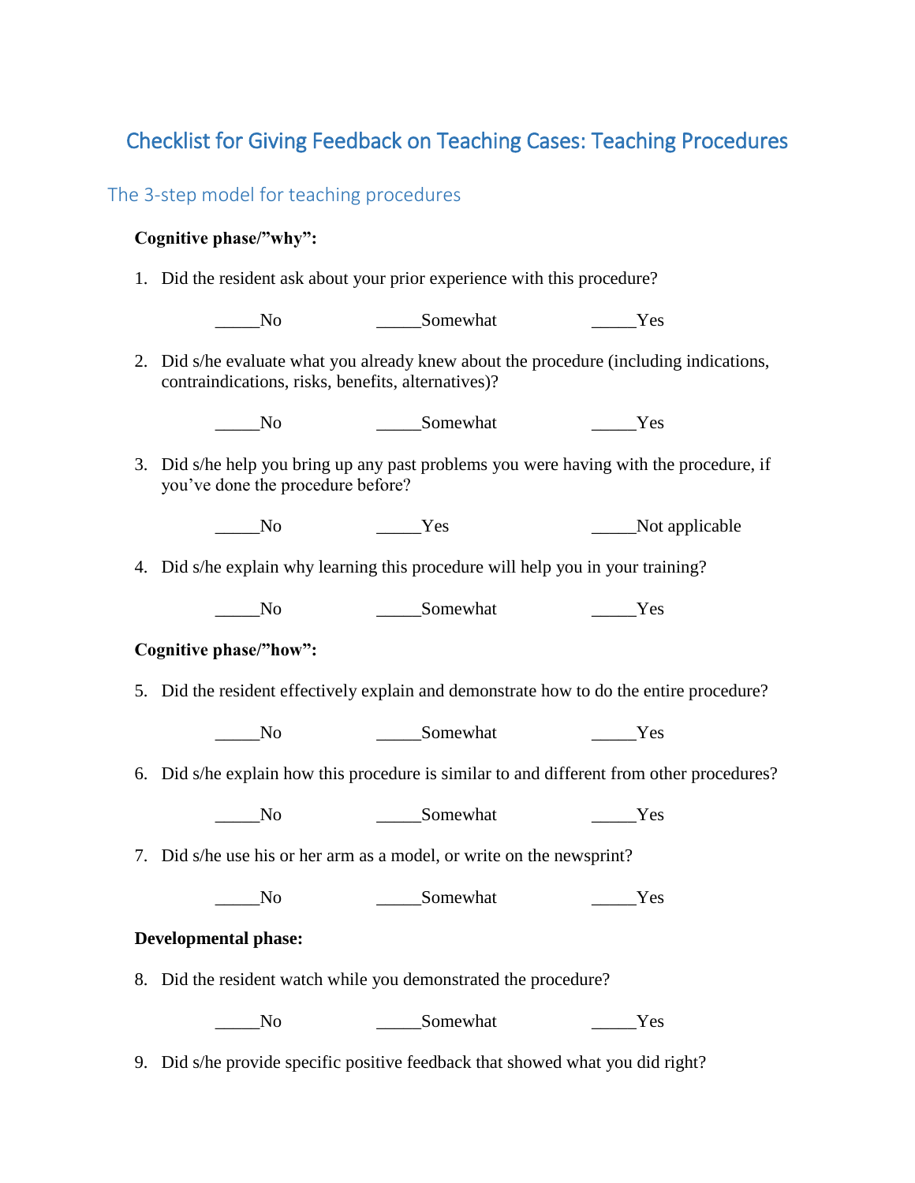# Checklist for Giving Feedback on Teaching Cases: Teaching Procedures

## The 3-step model for teaching procedures

**Cognitive phase/"why":**

1. Did the resident ask about your prior experience with this procedure?

   _____No  _____Somewhat  _____Yes

2. Did s/he evaluate what you already knew about the procedure (including indications, contraindications, risks, benefits, alternatives)?

   _____No  _____Somewhat  _____Yes

3. Did s/he help you bring up any past problems you were having with the procedure, if you've done the procedure before?

   _____No  _____Yes  _____Not applicable

4. Did s/he explain why learning this procedure will help you in your training?

   _____No  _____Somewhat  _____Yes

**Cognitive phase/"how":**

5. Did the resident effectively explain and demonstrate how to do the entire procedure?

   _____No  _____Somewhat  _____Yes

6. Did s/he explain how this procedure is similar to and different from other procedures?

   _____No  _____Somewhat  _____Yes

7. Did s/he use his or her arm as a model, or write on the newsprint?

   _____No  _____Somewhat  _____Yes

**Developmental phase:**

8. Did the resident watch while you demonstrated the procedure?

   _____No  _____Somewhat  _____Yes

9. Did s/he provide specific positive feedback that showed what you did right?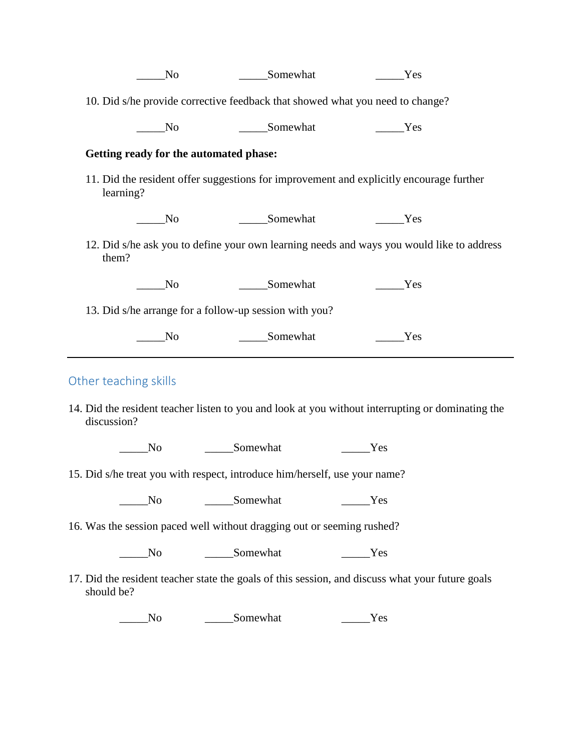\_\_\_\_\_No \_\_\_\_\_Somewhat \_\_\_\_\_Yes

10. Did s/he provide corrective feedback that showed what you need to change?

    \_\_\_\_\_No \_\_\_\_\_Somewhat \_\_\_\_\_Yes

**Getting ready for the automated phase:**

11. Did the resident offer suggestions for improvement and explicitly encourage further learning?

    \_\_\_\_\_No \_\_\_\_\_Somewhat \_\_\_\_\_Yes

12. Did s/he ask you to define your own learning needs and ways you would like to address them?

    \_\_\_\_\_No \_\_\_\_\_Somewhat \_\_\_\_\_Yes

13. Did s/he arrange for a follow-up session with you?

    \_\_\_\_\_No \_\_\_\_\_Somewhat \_\_\_\_\_Yes

---

## Other teaching skills

14. Did the resident teacher listen to you and look at you without interrupting or dominating the discussion?

    \_\_\_\_\_No \_\_\_\_\_Somewhat \_\_\_\_\_Yes

15. Did s/he treat you with respect, introduce him/herself, use your name?

    \_\_\_\_\_No \_\_\_\_\_Somewhat \_\_\_\_\_Yes

16. Was the session paced well without dragging out or seeming rushed?

    \_\_\_\_\_No \_\_\_\_\_Somewhat \_\_\_\_\_Yes

17. Did the resident teacher state the goals of this session, and discuss what your future goals should be?

    \_\_\_\_\_No \_\_\_\_\_Somewhat \_\_\_\_\_Yes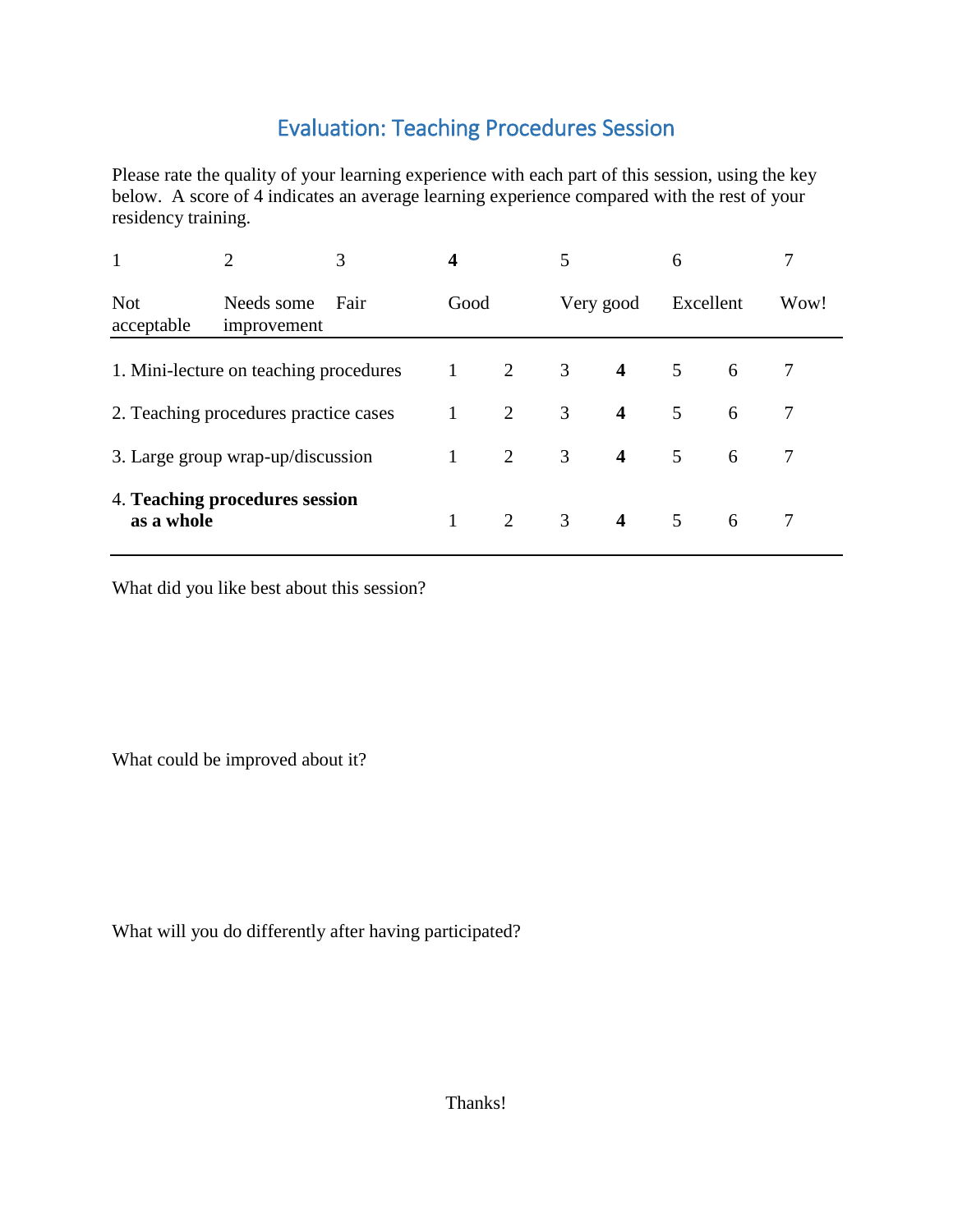## Evaluation: Teaching Procedures Session

Please rate the quality of your learning experience with each part of this session, using the key below. A score of 4 indicates an average learning experience compared with the rest of your residency training.

| 1 | 2 | 3 | **4** | 5 | 6 | 7 |
|---|---|---|---|---|---|---|
| Not acceptable | Needs some improvement | Fair | Good | Very good | Excellent | Wow! |

| | | | | | | | |
|---|---|---|---|---|---|---|---|
| 1. Mini-lecture on teaching procedures | 1 | 2 | 3 | **4** | 5 | 6 | 7 |
| 2. Teaching procedures practice cases | 1 | 2 | 3 | **4** | 5 | 6 | 7 |
| 3. Large group wrap-up/discussion | 1 | 2 | 3 | **4** | 5 | 6 | 7 |
| 4. **Teaching procedures session as a whole** | 1 | 2 | 3 | **4** | 5 | 6 | 7 |

What did you like best about this session?

What could be improved about it?

What will you do differently after having participated?

Thanks!